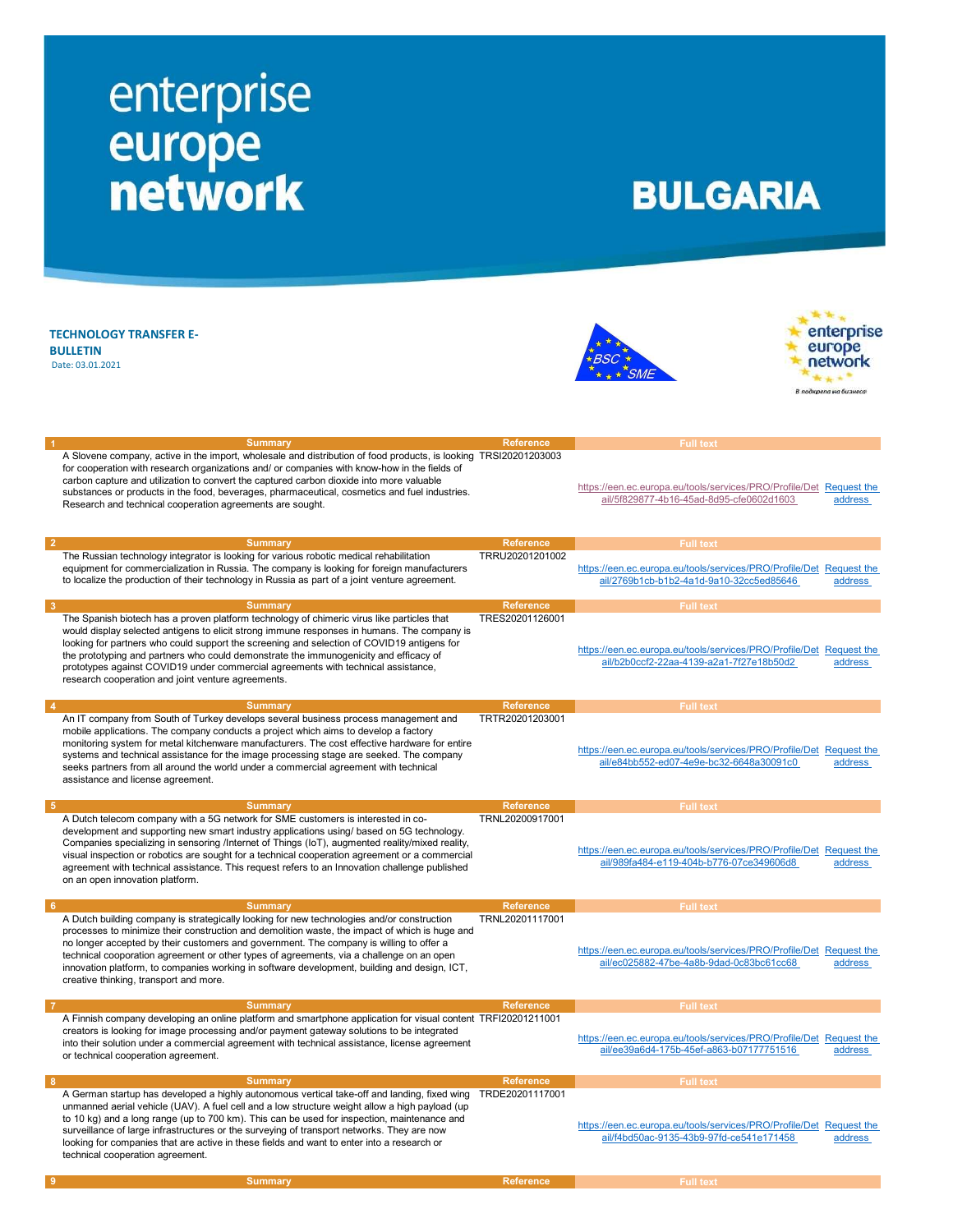# enterprise europe network

# BULGARIA

**TECHNOLOGY TRANSFER E-BULLETIN**

Date: 03.01.2021

| # | Summary | Reference | Full text | |
|---|---|---|---|---|
| 1 | A Slovene company, active in the import, wholesale and distribution of food products, is looking for cooperation with research organizations and/ or companies with know-how in the fields of carbon capture and utilization to convert the captured carbon dioxide into more valuable substances or products in the food, beverages, pharmaceutical, cosmetics and fuel industries. Research and technical cooperation agreements are sought. | TRSI20201203003 | https://een.ec.europa.eu/tools/services/PRO/Profile/Detail/5f829877-4b16-45ad-8d95-cfe0602d1603 | Request the address |
| 2 | The Russian technology integrator is looking for various robotic medical rehabilitation equipment for commercialization in Russia. The company is looking for foreign manufacturers to localize the production of their technology in Russia as part of a joint venture agreement. | TRRU20201201002 | https://een.ec.europa.eu/tools/services/PRO/Profile/Detail/2769b1cb-b1b2-4a1d-9a10-32cc5ed85646 | Request the address |
| 3 | The Spanish biotech has a proven platform technology of chimeric virus like particles that would display selected antigens to elicit strong immune responses in humans. The company is looking for partners who could support the screening and selection of COVID19 antigens for the prototyping and partners who could demonstrate the immunogenicity and efficacy of prototypes against COVID19 under commercial agreements with technical assistance, research cooperation and joint venture agreements. | TRES20201126001 | https://een.ec.europa.eu/tools/services/PRO/Profile/Detail/b2b0ccf2-22aa-4139-a2a1-7f27e18b50d2 | Request the address |
| 4 | An IT company from South of Turkey develops several business process management and mobile applications. The company conducts a project which aims to develop a factory monitoring system for metal kitchenware manufacturers. The cost effective hardware for entire systems and technical assistance for the image processing stage are seeked. The company seeks partners from all around the world under a commercial agreement with technical assistance and license agreement. | TRTR20201203001 | https://een.ec.europa.eu/tools/services/PRO/Profile/Detail/e84bb552-ed07-4e9e-bc32-6648a30091c0 | Request the address |
| 5 | A Dutch telecom company with a 5G network for SME customers is interested in co-development and supporting new smart industry applications using/ based on 5G technology. Companies specializing in sensoring /Internet of Things (IoT), augmented reality/mixed reality, visual inspection or robotics are sought for a technical cooperation agreement or a commercial agreement with technical assistance. This request refers to an Innovation challenge published on an open innovation platform. | TRNL20200917001 | https://een.ec.europa.eu/tools/services/PRO/Profile/Detail/989fa484-e119-404b-b776-07ce349606d8 | Request the address |
| 6 | A Dutch building company is strategically looking for new technologies and/or construction processes to minimize their construction and demolition waste, the impact of which is huge and no longer accepted by their customers and government. The company is willing to offer a technical cooporation agreement or other types of agreements, via a challenge on an open innovation platform, to companies working in software development, building and design, ICT, creative thinking, transport and more. | TRNL20201117001 | https://een.ec.europa.eu/tools/services/PRO/Profile/Detail/ec025882-47be-4a8b-9dad-0c83bc61cc68 | Request the address |
| 7 | A Finnish company developing an online platform and smartphone application for visual content creators is looking for image processing and/or payment gateway solutions to be integrated into their solution under a commercial agreement with technical assistance, license agreement or technical cooperation agreement. | TRFI20201211001 | https://een.ec.europa.eu/tools/services/PRO/Profile/Detail/ee39a6d4-175b-45ef-a863-b07177751516 | Request the address |
| 8 | A German startup has developed a highly autonomous vertical take-off and landing, fixed wing unmanned aerial vehicle (UAV). A fuel cell and a low structure weight allow a high payload (up to 10 kg) and a long range (up to 700 km). This can be used for inspection, maintenance and surveillance of large infrastructures or the surveying of transport networks. They are now looking for companies that are active in these fields and want to enter into a research or technical cooperation agreement. | TRDE20201117001 | https://een.ec.europa.eu/tools/services/PRO/Profile/Detail/f4bd50ac-9135-43b9-97fd-ce541e171458 | Request the address |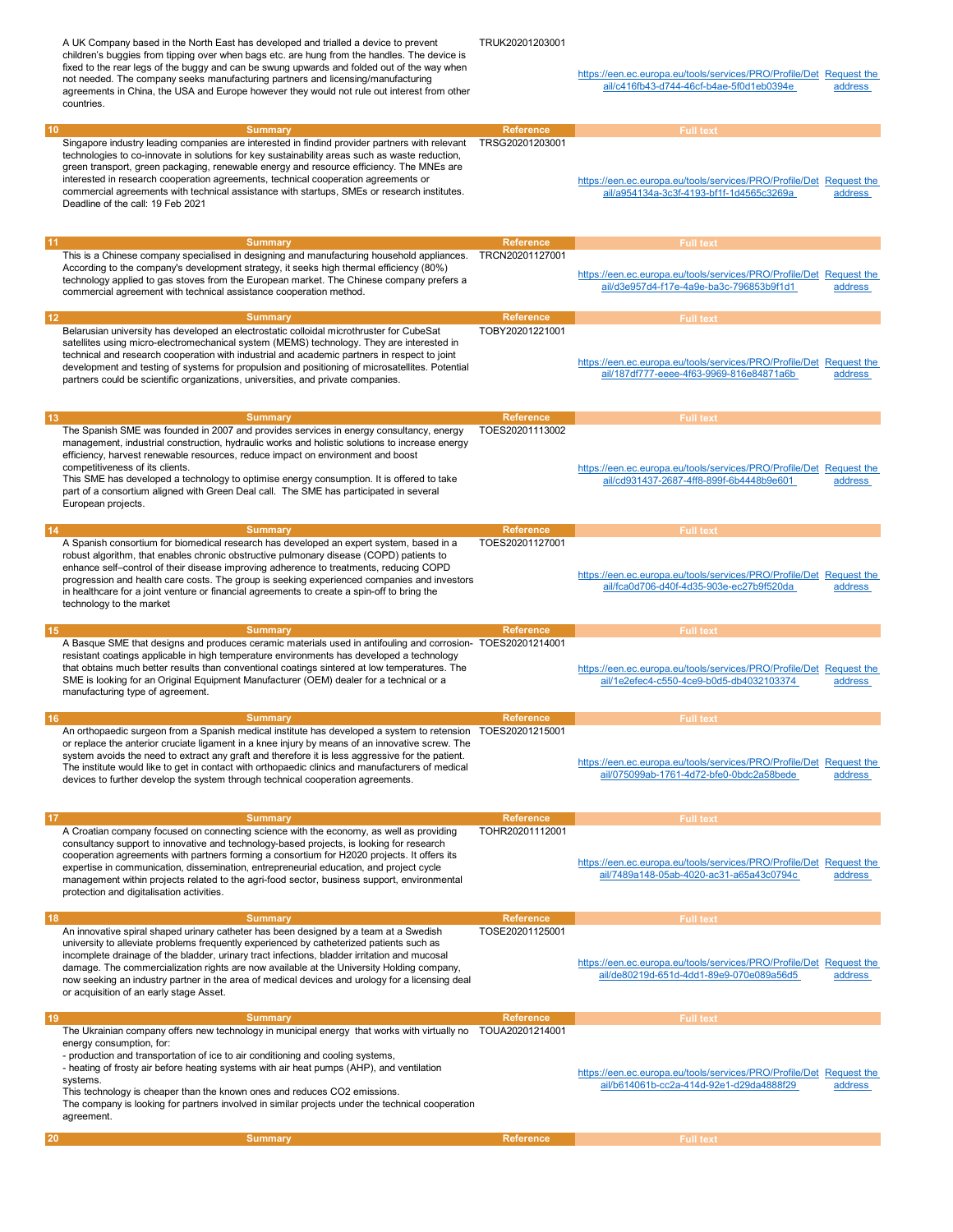| | Summary | Reference | Full text | |
|---|---|---|---|---|
| | A UK Company based in the North East has developed and trialled a device to prevent children's buggies from tipping over when bags etc. are hung from the handles. The device is fixed to the rear legs of the buggy and can be swung upwards and folded out of the way when not needed. The company seeks manufacturing partners and licensing/manufacturing agreements in China, the USA and Europe however they would not rule out interest from other countries. | TRUK20201203001 | https://een.ec.europa.eu/tools/services/PRO/Profile/Detail/c416fb43-d744-46cf-b4ae-5f0d1eb0394e | Request the address |
| 10 | Singapore industry leading companies are interested in findind provider partners with relevant technologies to co-innovate in solutions for key sustainability areas such as waste reduction, green transport, green packaging, renewable energy and resource efficiency. The MNEs are interested in research cooperation agreements, technical cooperation agreements or commercial agreements with technical assistance with startups, SMEs or research institutes. Deadline of the call: 19 Feb 2021 | TRSG20201203001 | https://een.ec.europa.eu/tools/services/PRO/Profile/Detail/a954134a-3c3f-4193-bf1f-1d4565c3269a | Request the address |
| 11 | This is a Chinese company specialised in designing and manufacturing household appliances. According to the company's development strategy, it seeks high thermal efficiency (80%) technology applied to gas stoves from the European market. The Chinese company prefers a commercial agreement with technical assistance cooperation method. | TRCN20201127001 | https://een.ec.europa.eu/tools/services/PRO/Profile/Detail/d3e957d4-f17e-4a9e-ba3c-796853b9f1d1 | Request the address |
| 12 | Belarusian university has developed an electrostatic colloidal microthruster for CubeSat satellites using micro-electromechanical system (MEMS) technology. They are interested in technical and research cooperation with industrial and academic partners in respect to joint development and testing of systems for propulsion and positioning of microsatellites. Potential partners could be scientific organizations, universities, and private companies. | TOBY20201221001 | https://een.ec.europa.eu/tools/services/PRO/Profile/Detail/187df777-eeee-4f63-9969-816e84871a6b | Request the address |
| 13 | The Spanish SME was founded in 2007 and provides services in energy consultancy, energy management, industrial construction, hydraulic works and holistic solutions to increase energy efficiency, harvest renewable resources, reduce impact on environment and boost competitiveness of its clients.<br>This SME has developed a technology to optimise energy consumption. It is offered to take part of a consortium aligned with Green Deal call. The SME has participated in several European projects. | TOES20201113002 | https://een.ec.europa.eu/tools/services/PRO/Profile/Detail/cd931437-2687-4ff8-899f-6b4448b9e601 | Request the address |
| 14 | A Spanish consortium for biomedical research has developed an expert system, based in a robust algorithm, that enables chronic obstructive pulmonary disease (COPD) patients to enhance self–control of their disease improving adherence to treatments, reducing COPD progression and health care costs. The group is seeking experienced companies and investors in healthcare for a joint venture or financial agreements to create a spin-off to bring the technology to the market | TOES20201127001 | https://een.ec.europa.eu/tools/services/PRO/Profile/Detail/fca0d706-d40f-4d35-903e-ec27b9f520da | Request the address |
| 15 | A Basque SME that designs and produces ceramic materials used in antifouling and corrosion-resistant coatings applicable in high temperature environments has developed a technology that obtains much better results than conventional coatings sintered at low temperatures. The SME is looking for an Original Equipment Manufacturer (OEM) dealer for a technical or a manufacturing type of agreement. | TOES20201214001 | https://een.ec.europa.eu/tools/services/PRO/Profile/Detail/1e2efec4-c550-4ce9-b0d5-db4032103374 | Request the address |
| 16 | An orthopaedic surgeon from a Spanish medical institute has developed a system to retension or replace the anterior cruciate ligament in a knee injury by means of an innovative screw. The system avoids the need to extract any graft and therefore it is less aggressive for the patient. The institute would like to get in contact with orthopaedic clinics and manufacturers of medical devices to further develop the system through technical cooperation agreements. | TOES20201215001 | https://een.ec.europa.eu/tools/services/PRO/Profile/Detail/075099ab-1761-4d72-bfe0-0bdc2a58bede | Request the address |
| 17 | A Croatian company focused on connecting science with the economy, as well as providing consultancy support to innovative and technology-based projects, is looking for research cooperation agreements with partners forming a consortium for H2020 projects. It offers its expertise in communication, dissemination, entrepreneurial education, and project cycle management within projects related to the agri-food sector, business support, environmental protection and digitalisation activities. | TOHR20201112001 | https://een.ec.europa.eu/tools/services/PRO/Profile/Detail/7489a148-05ab-4020-ac31-a65a43c0794c | Request the address |
| 18 | An innovative spiral shaped urinary catheter has been designed by a team at a Swedish university to alleviate problems frequently experienced by catheterized patients such as incomplete drainage of the bladder, urinary tract infections, bladder irritation and mucosal damage. The commercialization rights are now available at the University Holding company, now seeking an industry partner in the area of medical devices and urology for a licensing deal or acquisition of an early stage Asset. | TOSE20201125001 | https://een.ec.europa.eu/tools/services/PRO/Profile/Detail/de80219d-651d-4dd1-89e9-070e089a56d5 | Request the address |
| 19 | The Ukrainian company offers new technology in municipal energy that works with virtually no energy consumption, for:<br>- production and transportation of ice to air conditioning and cooling systems,<br>- heating of frosty air before heating systems with air heat pumps (AHP), and ventilation systems.<br>This technology is cheaper than the known ones and reduces $CO_2$ emissions.<br>The company is looking for partners involved in similar projects under the technical cooperation agreement. | TOUA20201214001 | https://een.ec.europa.eu/tools/services/PRO/Profile/Detail/b614061b-cc2a-414d-92e1-d29da4888f29 | Request the address |
| 20 | | | | |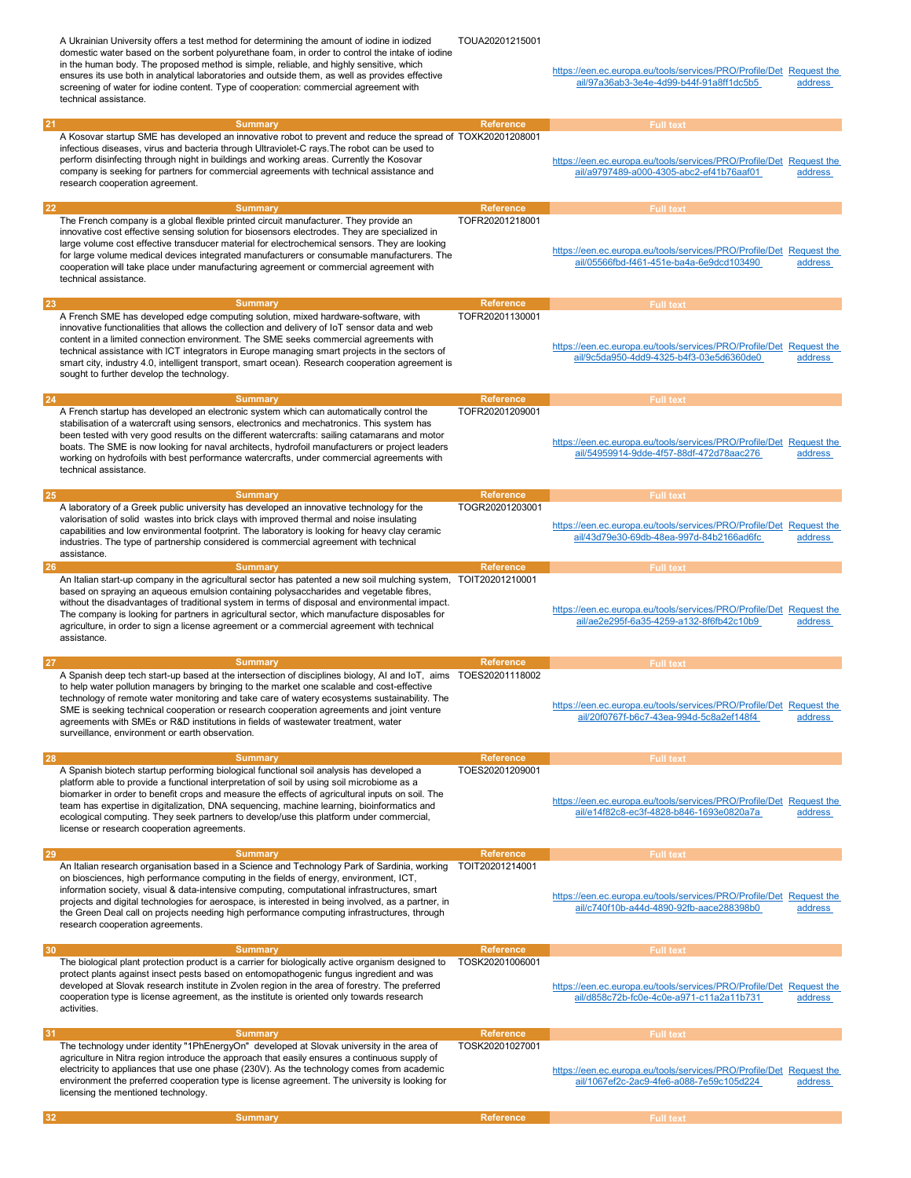| | Summary | Reference | Full text | |
|---|---|---|---|---|
| | A Ukrainian University offers a test method for determining the amount of iodine in iodized domestic water based on the sorbent polyurethane foam, in order to control the intake of iodine in the human body. The proposed method is simple, reliable, and highly sensitive, which ensures its use both in analytical laboratories and outside them, as well as provides effective screening of water for iodine content. Type of cooperation: commercial agreement with technical assistance. | TOUA20201215001 | https://een.ec.europa.eu/tools/services/PRO/Profile/Detail/97a36ab3-3e4e-4d99-b44f-91a8ff1dc5b5 | Request the address |
| 21 | A Kosovar startup SME has developed an innovative robot to prevent and reduce the spread of infectious diseases, virus and bacteria through Ultraviolet-C rays.The robot can be used to perform disinfecting through night in buildings and working areas. Currently the Kosovar company is seeking for partners for commercial agreements with technical assistance and research cooperation agreement. | TOXK20201208001 | https://een.ec.europa.eu/tools/services/PRO/Profile/Detail/a9797489-a000-4305-abc2-ef41b76aaf01 | Request the address |
| 22 | The French company is a global flexible printed circuit manufacturer. They provide an innovative cost effective sensing solution for biosensors electrodes. They are specialized in large volume cost effective transducer material for electrochemical sensors. They are looking for large volume medical devices integrated manufacturers or consumable manufacturers. The cooperation will take place under manufacturing agreement or commercial agreement with technical assistance. | TOFR20201218001 | https://een.ec.europa.eu/tools/services/PRO/Profile/Detail/05566fbd-f461-451e-ba4a-6e9dcd103490 | Request the address |
| 23 | A French SME has developed edge computing solution, mixed hardware-software, with innovative functionalities that allows the collection and delivery of IoT sensor data and web content in a limited connection environment. The SME seeks commercial agreements with technical assistance with ICT integrators in Europe managing smart projects in the sectors of smart city, industry 4.0, intelligent transport, smart ocean). Research cooperation agreement is sought to further develop the technology. | TOFR20201130001 | https://een.ec.europa.eu/tools/services/PRO/Profile/Detail/9c5da950-4dd9-4325-b4f3-03e5d6360de0 | Request the address |
| 24 | A French startup has developed an electronic system which can automatically control the stabilisation of a watercraft using sensors, electronics and mechatronics. This system has been tested with very good results on the different watercrafts: sailing catamarans and motor boats. The SME is now looking for naval architects, hydrofoil manufacturers or project leaders working on hydrofoils with best performance watercrafts, under commercial agreements with technical assistance. | TOFR20201209001 | https://een.ec.europa.eu/tools/services/PRO/Profile/Detail/54959914-9dde-4f57-88df-472d78aac276 | Request the address |
| 25 | A laboratory of a Greek public university has developed an innovative technology for the valorisation of solid wastes into brick clays with improved thermal and noise insulating capabilities and low environmental footprint. The laboratory is looking for heavy clay ceramic industries. The type of partnership considered is commercial agreement with technical assistance. | TOGR20201203001 | https://een.ec.europa.eu/tools/services/PRO/Profile/Detail/43d79e30-69db-48ea-997d-84b2166ad6fc | Request the address |
| 26 | An Italian start-up company in the agricultural sector has patented a new soil mulching system, based on spraying an aqueous emulsion containing polysaccharides and vegetable fibres, without the disadvantages of traditional system in terms of disposal and environmental impact. The company is looking for partners in agricultural sector, which manufacture disposables for agriculture, in order to sign a license agreement or a commercial agreement with technical assistance. | TOIT20201210001 | https://een.ec.europa.eu/tools/services/PRO/Profile/Detail/ae2e295f-6a35-4259-a132-8f6fb42c10b9 | Request the address |
| 27 | A Spanish deep tech start-up based at the intersection of disciplines biology, AI and IoT, aims to help water pollution managers by bringing to the market one scalable and cost-effective technology of remote water monitoring and take care of watery ecosystems sustainability. The SME is seeking technical cooperation or research cooperation agreements and joint venture agreements with SMEs or R&D institutions in fields of wastewater treatment, water surveillance, environment or earth observation. | TOES20201118002 | https://een.ec.europa.eu/tools/services/PRO/Profile/Detail/20f0767f-b6c7-43ea-994d-5c8a2ef148f4 | Request the address |
| 28 | A Spanish biotech startup performing biological functional soil analysis has developed a platform able to provide a functional interpretation of soil by using soil microbiome as a biomarker in order to benefit crops and measure the effects of agricultural inputs on soil. The team has expertise in digitalization, DNA sequencing, machine learning, bioinformatics and ecological computing. They seek partners to develop/use this platform under commercial, license or research cooperation agreements. | TOES20201209001 | https://een.ec.europa.eu/tools/services/PRO/Profile/Detail/e14f82c8-ec3f-4828-b846-1693e0820a7a | Request the address |
| 29 | An Italian research organisation based in a Science and Technology Park of Sardinia, working on biosciences, high performance computing in the fields of energy, environment, ICT, information society, visual & data-intensive computing, computational infrastructures, smart projects and digital technologies for aerospace, is interested in being involved, as a partner, in the Green Deal call on projects needing high performance computing infrastructures, through research cooperation agreements. | TOIT20201214001 | https://een.ec.europa.eu/tools/services/PRO/Profile/Detail/c740f10b-a44d-4890-92fb-aace288398b0 | Request the address |
| 30 | The biological plant protection product is a carrier for biologically active organism designed to protect plants against insect pests based on entomopathogenic fungus ingredient and was developed at Slovak research institute in Zvolen region in the area of forestry. The preferred cooperation type is license agreement, as the institute is oriented only towards research activities. | TOSK20201006001 | https://een.ec.europa.eu/tools/services/PRO/Profile/Detail/d858c72b-fc0e-4c0e-a971-c11a2a11b731 | Request the address |
| 31 | The technology under identity "1PhEnergyOn" developed at Slovak university in the area of agriculture in Nitra region introduce the approach that easily ensures a continuous supply of electricity to appliances that use one phase (230V). As the technology comes from academic environment the preferred cooperation type is license agreement. The university is looking for licensing the mentioned technology. | TOSK20201027001 | https://een.ec.europa.eu/tools/services/PRO/Profile/Detail/1067ef2c-2ac9-4fe6-a088-7e59c105d224 | Request the address |
| 32 | Summary | Reference | Full text | |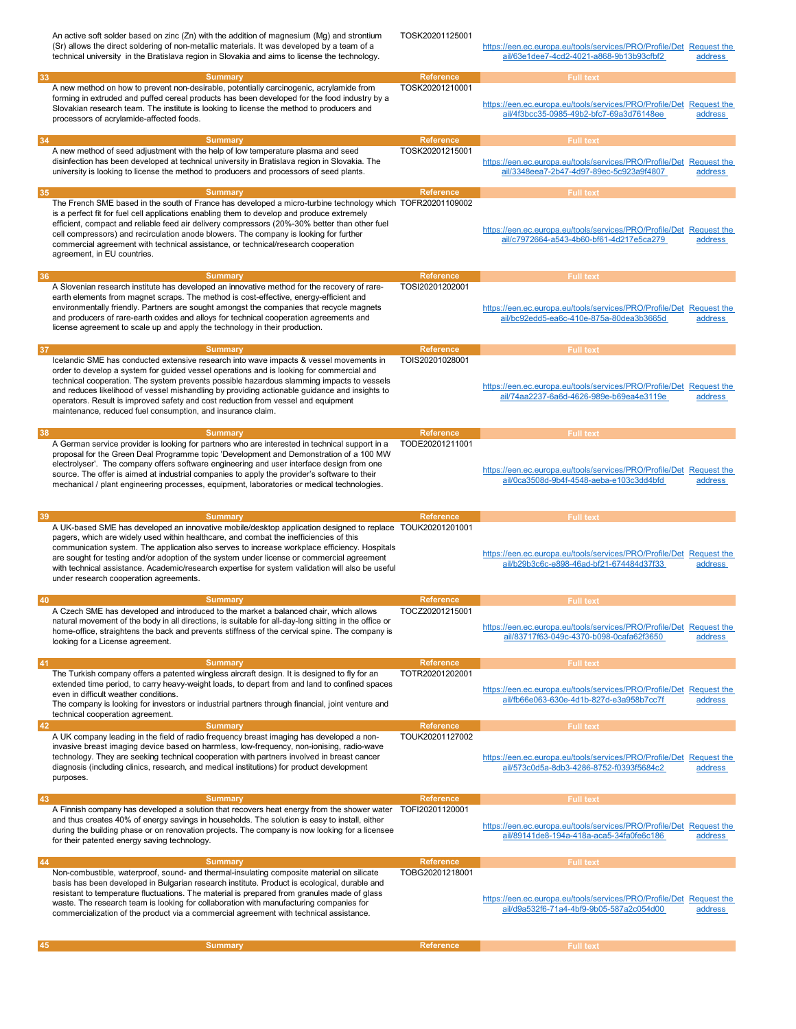| | Summary | Reference | Full text | |
|---|---|---|---|---|
| | An active soft solder based on zinc (Zn) with the addition of magnesium (Mg) and strontium (Sr) allows the direct soldering of non-metallic materials. It was developed by a team of a technical university in the Bratislava region in Slovakia and aims to license the technology. | TOSK20201125001 | https://een.ec.europa.eu/tools/services/PRO/Profile/Detail/63e1dee7-4cd2-4021-a868-9b13b93cfbf2 | Request the address |
| 33 | A new method on how to prevent non-desirable, potentially carcinogenic, acrylamide from forming in extruded and puffed cereal products has been developed for the food industry by a Slovakian research team. The institute is looking to license the method to producers and processors of acrylamide-affected foods. | TOSK20201210001 | https://een.ec.europa.eu/tools/services/PRO/Profile/Detail/4f3bcc35-0985-49b2-bfc7-69a3d76148ee | Request the address |
| 34 | A new method of seed adjustment with the help of low temperature plasma and seed disinfection has been developed at technical university in Bratislava region in Slovakia. The university is looking to license the method to producers and processors of seed plants. | TOSK20201215001 | https://een.ec.europa.eu/tools/services/PRO/Profile/Detail/3348eea7-2b47-4d97-89ec-5c923a9f4807 | Request the address |
| 35 | The French SME based in the south of France has developed a micro-turbine technology which is a perfect fit for fuel cell applications enabling them to develop and produce extremely efficient, compact and reliable feed air delivery compressors (20%-30% better than other fuel cell compressors) and recirculation anode blowers. The company is looking for further commercial agreement with technical assistance, or technical/research cooperation agreement, in EU countries. | TOFR20201109002 | https://een.ec.europa.eu/tools/services/PRO/Profile/Detail/c7972664-a543-4b60-bf61-4d217e5ca279 | Request the address |
| 36 | A Slovenian research institute has developed an innovative method for the recovery of rare-earth elements from magnet scraps. The method is cost-effective, energy-efficient and environmentally friendly. Partners are sought amongst the companies that recycle magnets and producers of rare-earth oxides and alloys for technical cooperation agreements and license agreement to scale up and apply the technology in their production. | TOSI20201202001 | https://een.ec.europa.eu/tools/services/PRO/Profile/Detail/bc92edd5-ea6c-410e-875a-80dea3b3665d | Request the address |
| 37 | Icelandic SME has conducted extensive research into wave impacts & vessel movements in order to develop a system for guided vessel operations and is looking for commercial and technical cooperation. The system prevents possible hazardous slamming impacts to vessels and reduces likelihood of vessel mishandling by providing actionable guidance and insights to operators. Result is improved safety and cost reduction from vessel and equipment maintenance, reduced fuel consumption, and insurance claim. | TOIS20201028001 | https://een.ec.europa.eu/tools/services/PRO/Profile/Detail/74aa2237-6a6d-4626-989e-b69ea4e3119e | Request the address |
| 38 | A German service provider is looking for partners who are interested in technical support in a proposal for the Green Deal Programme topic 'Development and Demonstration of a 100 MW electrolyser'. The company offers software engineering and user interface design from one source. The offer is aimed at industrial companies to apply the provider's software to their mechanical / plant engineering processes, equipment, laboratories or medical technologies. | TODE20201211001 | https://een.ec.europa.eu/tools/services/PRO/Profile/Detail/0ca3508d-9b4f-4548-aeba-e103c3dd4bfd | Request the address |
| 39 | A UK-based SME has developed an innovative mobile/desktop application designed to replace pagers, which are widely used within healthcare, and combat the inefficiencies of this communication system. The application also serves to increase workplace efficiency. Hospitals are sought for testing and/or adoption of the system under license or commercial agreement with technical assistance. Academic/research expertise for system validation will also be useful under research cooperation agreements. | TOUK20201201001 | https://een.ec.europa.eu/tools/services/PRO/Profile/Detail/b29b3c6c-e898-46ad-bf21-674484d37f33 | Request the address |
| 40 | A Czech SME has developed and introduced to the market a balanced chair, which allows natural movement of the body in all directions, is suitable for all-day-long sitting in the office or home-office, straightens the back and prevents stiffness of the cervical spine. The company is looking for a License agreement. | TOCZ20201215001 | https://een.ec.europa.eu/tools/services/PRO/Profile/Detail/83717f63-049c-4370-b098-0cafa62f3650 | Request the address |
| 41 | The Turkish company offers a patented wingless aircraft design. It is designed to fly for an extended time period, to carry heavy-weight loads, to depart from and land to confined spaces even in difficult weather conditions. The company is looking for investors or industrial partners through financial, joint venture and technical cooperation agreement. | TOTR20201202001 | https://een.ec.europa.eu/tools/services/PRO/Profile/Detail/fb66e063-630e-4d1b-827d-e3a958b7cc7f | Request the address |
| 42 | A UK company leading in the field of radio frequency breast imaging has developed a non-invasive breast imaging device based on harmless, low-frequency, non-ionising, radio-wave technology. They are seeking technical cooperation with partners involved in breast cancer diagnosis (including clinics, research, and medical institutions) for product development purposes. | TOUK20201127002 | https://een.ec.europa.eu/tools/services/PRO/Profile/Detail/573c0d5a-8db3-4286-8752-f0393f5684c2 | Request the address |
| 43 | A Finnish company has developed a solution that recovers heat energy from the shower water and thus creates 40% of energy savings in households. The solution is easy to install, either during the building phase or on renovation projects. The company is now looking for a licensee for their patented energy saving technology. | TOFI20201120001 | https://een.ec.europa.eu/tools/services/PRO/Profile/Detail/89141de8-194a-418a-aca5-34fa0fe6c186 | Request the address |
| 44 | Non-combustible, waterproof, sound- and thermal-insulating composite material on silicate basis has been developed in Bulgarian research institute. Product is ecological, durable and resistant to temperature fluctuations. The material is prepared from granules made of glass waste. The research team is looking for collaboration with manufacturing companies for commercialization of the product via a commercial agreement with technical assistance. | TOBG20201218001 | https://een.ec.europa.eu/tools/services/PRO/Profile/Detail/d9a532f6-71a4-4bf9-9b05-587a2c054d00 | Request the address |
| 45 | | | | |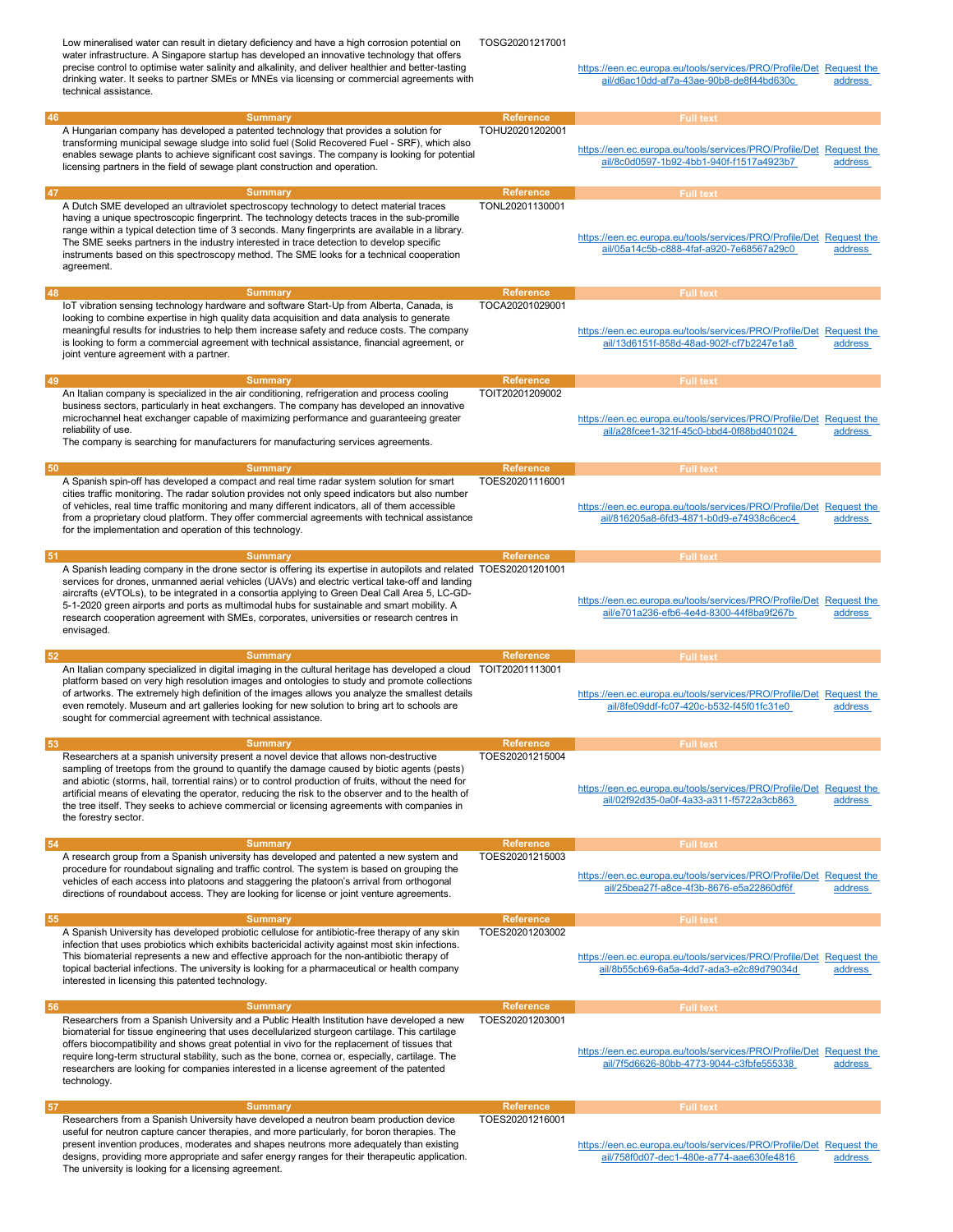| | Summary | Reference | Full text | |
|---|---|---|---|---|
| | Low mineralised water can result in dietary deficiency and have a high corrosion potential on water infrastructure. A Singapore startup has developed an innovative technology that offers precise control to optimise water salinity and alkalinity, and deliver healthier and better-tasting drinking water. It seeks to partner SMEs or MNEs via licensing or commercial agreements with technical assistance. | TOSG20201217001 | https://een.ec.europa.eu/tools/services/PRO/Profile/Detail/d6ac10dd-af7a-43ae-90b8-de8f44bd630c | Request the address |
| 46 | A Hungarian company has developed a patented technology that provides a solution for transforming municipal sewage sludge into solid fuel (Solid Recovered Fuel - SRF), which also enables sewage plants to achieve significant cost savings. The company is looking for potential licensing partners in the field of sewage plant construction and operation. | TOHU20201202001 | https://een.ec.europa.eu/tools/services/PRO/Profile/Detail/8c0d0597-1b92-4bb1-940f-f1517a4923b7 | Request the address |
| 47 | A Dutch SME developed an ultraviolet spectroscopy technology to detect material traces having a unique spectroscopic fingerprint. The technology detects traces in the sub-promille range within a typical detection time of 3 seconds. Many fingerprints are available in a library. The SME seeks partners in the industry interested in trace detection to develop specific instruments based on this spectroscopy method. The SME looks for a technical cooperation agreement. | TONL20201130001 | https://een.ec.europa.eu/tools/services/PRO/Profile/Detail/05a14c5b-c888-4faf-a920-7e68567a29c0 | Request the address |
| 48 | IoT vibration sensing technology hardware and software Start-Up from Alberta, Canada, is looking to combine expertise in high quality data acquisition and data analysis to generate meaningful results for industries to help them increase safety and reduce costs. The company is looking to form a commercial agreement with technical assistance, financial agreement, or joint venture agreement with a partner. | TOCA20201029001 | https://een.ec.europa.eu/tools/services/PRO/Profile/Detail/13d6151f-858d-48ad-902f-cf7b2247e1a8 | Request the address |
| 49 | An Italian company is specialized in the air conditioning, refrigeration and process cooling business sectors, particularly in heat exchangers. The company has developed an innovative microchannel heat exchanger capable of maximizing performance and guaranteeing greater reliability of use. The company is searching for manufacturers for manufacturing services agreements. | TOIT20201209002 | https://een.ec.europa.eu/tools/services/PRO/Profile/Detail/a28fcee1-321f-45c0-bbd4-0f88bd401024 | Request the address |
| 50 | A Spanish spin-off has developed a compact and real time radar system solution for smart cities traffic monitoring. The radar solution provides not only speed indicators but also number of vehicles, real time traffic monitoring and many different indicators, all of them accessible from a proprietary cloud platform. They offer commercial agreements with technical assistance for the implementation and operation of this technology. | TOES20201116001 | https://een.ec.europa.eu/tools/services/PRO/Profile/Detail/816205a8-6fd3-4871-b0d9-e74938c6cec4 | Request the address |
| 51 | A Spanish leading company in the drone sector is offering its expertise in autopilots and related services for drones, unmanned aerial vehicles (UAVs) and electric vertical take-off and landing aircrafts (eVTOLs), to be integrated in a consortia applying to Green Deal Call Area 5, LC-GD-5-1-2020 green airports and ports as multimodal hubs for sustainable and smart mobility. A research cooperation agreement with SMEs, corporates, universities or research centres in envisaged. | TOES20201201001 | https://een.ec.europa.eu/tools/services/PRO/Profile/Detail/e701a236-efb6-4e4d-8300-44f8ba9f267b | Request the address |
| 52 | An Italian company specialized in digital imaging in the cultural heritage has developed a cloud platform based on very high resolution images and ontologies to study and promote collections of artworks. The extremely high definition of the images allows you analyze the smallest details even remotely. Museum and art galleries looking for new solution to bring art to schools are sought for commercial agreement with technical assistance. | TOIT20201113001 | https://een.ec.europa.eu/tools/services/PRO/Profile/Detail/8fe09ddf-fc07-420c-b532-f45f01fc31e0 | Request the address |
| 53 | Researchers at a spanish university present a novel device that allows non-destructive sampling of treetops from the ground to quantify the damage caused by biotic agents (pests) and abiotic (storms, hail, torrential rains) or to control production of fruits, without the need for artificial means of elevating the operator, reducing the risk to the observer and to the health of the tree itself. They seeks to achieve commercial or licensing agreements with companies in the forestry sector. | TOES20201215004 | https://een.ec.europa.eu/tools/services/PRO/Profile/Detail/02f92d35-0a0f-4a33-a311-f5722a3cb863 | Request the address |
| 54 | A research group from a Spanish university has developed and patented a new system and procedure for roundabout signaling and traffic control. The system is based on grouping the vehicles of each access into platoons and staggering the platoon's arrival from orthogonal directions of roundabout access. They are looking for license or joint venture agreements. | TOES20201215003 | https://een.ec.europa.eu/tools/services/PRO/Profile/Detail/25bea27f-a8ce-4f3b-8676-e5a22860df6f | Request the address |
| 55 | A Spanish University has developed probiotic cellulose for antibiotic-free therapy of any skin infection that uses probiotics which exhibits bactericidal activity against most skin infections. This biomaterial represents a new and effective approach for the non-antibiotic therapy of topical bacterial infections. The university is looking for a pharmaceutical or health company interested in licensing this patented technology. | TOES20201203002 | https://een.ec.europa.eu/tools/services/PRO/Profile/Detail/8b55cb69-6a5a-4dd7-ada3-e2c89d79034d | Request the address |
| 56 | Researchers from a Spanish University and a Public Health Institution have developed a new biomaterial for tissue engineering that uses decellularized sturgeon cartilage. This cartilage offers biocompatibility and shows great potential in vivo for the replacement of tissues that require long-term structural stability, such as the bone, cornea or, especially, cartilage. The researchers are looking for companies interested in a license agreement of the patented technology. | TOES20201203001 | https://een.ec.europa.eu/tools/services/PRO/Profile/Detail/7f5d6626-80bb-4773-9044-c3fbfe555338 | Request the address |
| 57 | Researchers from a Spanish University have developed a neutron beam production device useful for neutron capture cancer therapies, and more particularly, for boron therapies. The present invention produces, moderates and shapes neutrons more adequately than existing designs, providing more appropriate and safer energy ranges for their therapeutic application. The university is looking for a licensing agreement. | TOES20201216001 | https://een.ec.europa.eu/tools/services/PRO/Profile/Detail/758f0d07-dec1-480e-a774-aae630fe4816 | Request the address |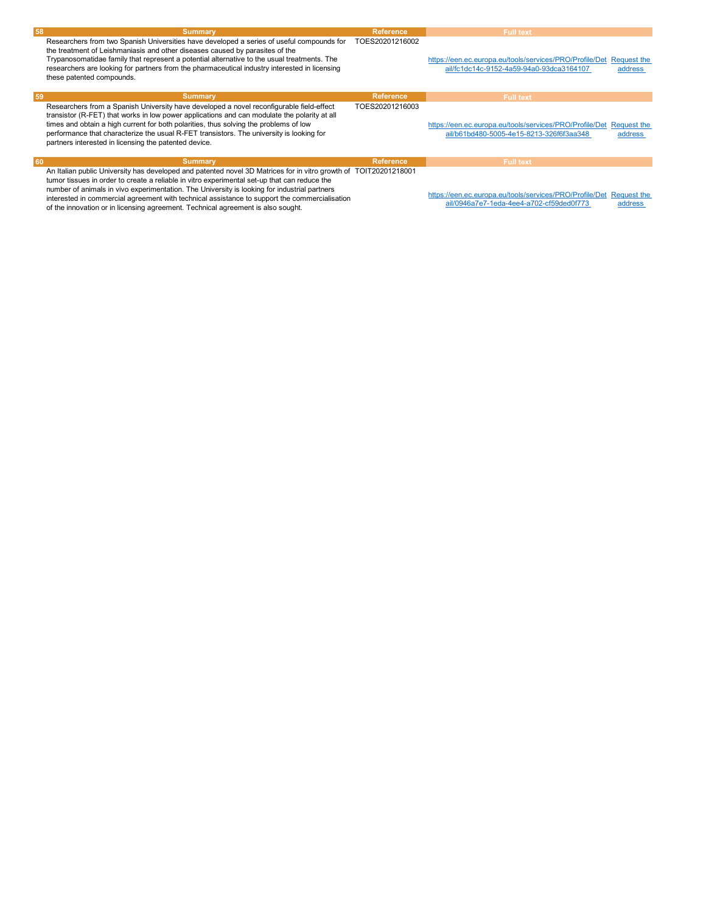| 58 | Summary | Reference | Full text | |
|---|---|---|---|---|
| | Researchers from two Spanish Universities have developed a series of useful compounds for the treatment of Leishmaniasis and other diseases caused by parasites of the Trypanosomatidae family that represent a potential alternative to the usual treatments. The researchers are looking for partners from the pharmaceutical industry interested in licensing these patented compounds. | TOES20201216002 | https://een.ec.europa.eu/tools/services/PRO/Profile/Detail/fc1dc14c-9152-4a59-94a0-93dca3164107 | Request the address |

| 59 | Summary | Reference | Full text | |
|---|---|---|---|---|
| | Researchers from a Spanish University have developed a novel reconfigurable field-effect transistor (R-FET) that works in low power applications and can modulate the polarity at all times and obtain a high current for both polarities, thus solving the problems of low performance that characterize the usual R-FET transistors. The university is looking for partners interested in licensing the patented device. | TOES20201216003 | https://een.ec.europa.eu/tools/services/PRO/Profile/Detail/b61bd480-5005-4e15-8213-326f6f3aa348 | Request the address |

| 60 | Summary | Reference | Full text | |
|---|---|---|---|---|
| | An Italian public University has developed and patented novel 3D Matrices for in vitro growth of tumor tissues in order to create a reliable in vitro experimental set-up that can reduce the number of animals in vivo experimentation. The University is looking for industrial partners interested in commercial agreement with technical assistance to support the commercialisation of the innovation or in licensing agreement. Technical agreement is also sought. | TOIT20201218001 | https://een.ec.europa.eu/tools/services/PRO/Profile/Detail/0946a7e7-1eda-4ee4-a702-cf59ded0f773 | Request the address |